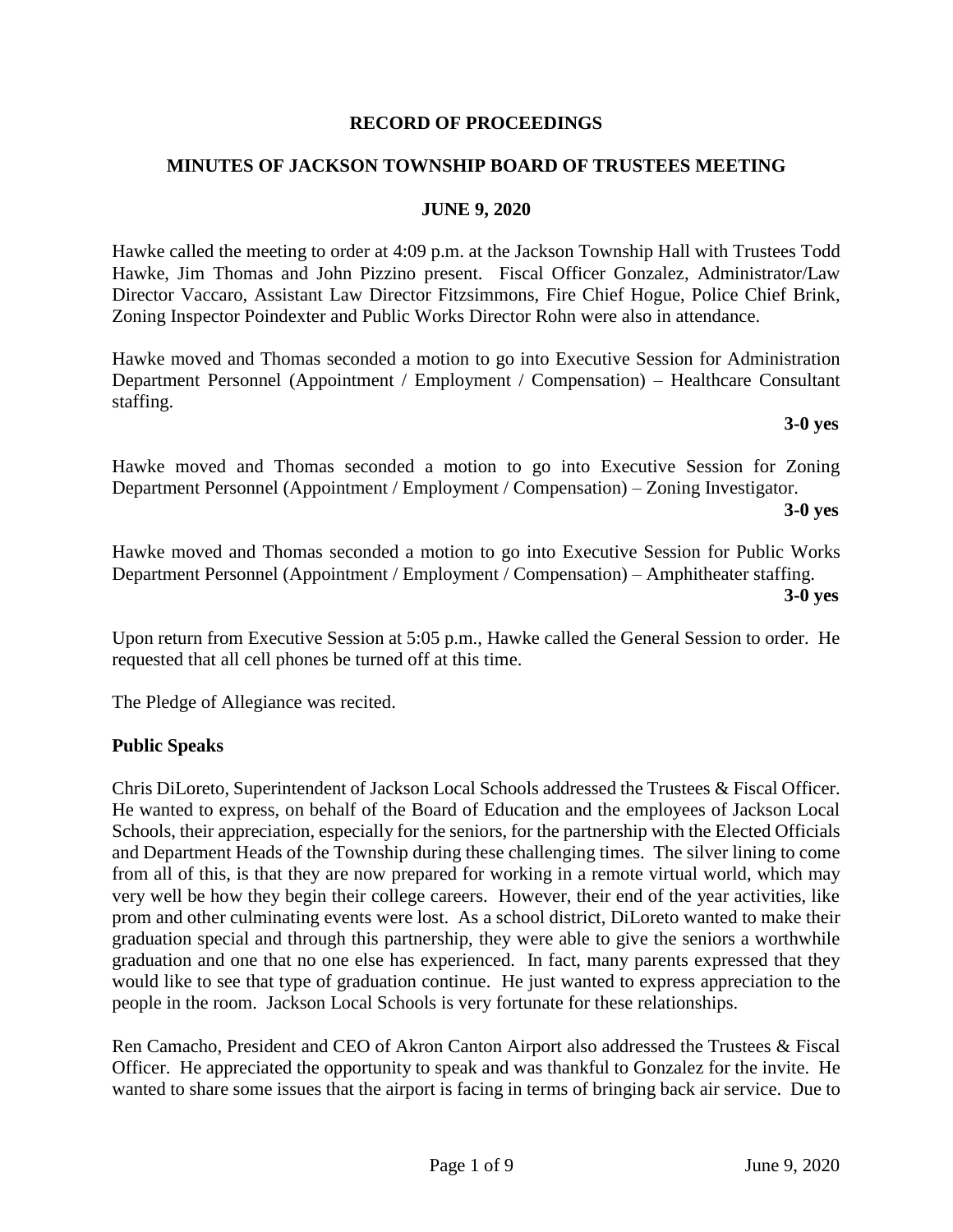**RECORD OF PROCEEDINGS**

**MINUTES OF JACKSON TOWNSHIP BOARD OF TRUSTEES MEETING**

**JUNE 9, 2020**

Hawke called the meeting to order at 4:09 p.m. at the Jackson Township Hall with Trustees Todd Hawke, Jim Thomas and John Pizzino present. Fiscal Officer Gonzalez, Administrator/Law Director Vaccaro, Assistant Law Director Fitzsimmons, Fire Chief Hogue, Police Chief Brink, Zoning Inspector Poindexter and Public Works Director Rohn were also in attendance.

Hawke moved and Thomas seconded a motion to go into Executive Session for Administration Department Personnel (Appointment / Employment / Compensation) – Healthcare Consultant staffing.

**3-0 yes**

Hawke moved and Thomas seconded a motion to go into Executive Session for Zoning Department Personnel (Appointment / Employment / Compensation) – Zoning Investigator.

**3-0 yes**

Hawke moved and Thomas seconded a motion to go into Executive Session for Public Works Department Personnel (Appointment / Employment / Compensation) – Amphitheater staffing.

**3-0 yes**

Upon return from Executive Session at 5:05 p.m., Hawke called the General Session to order. He requested that all cell phones be turned off at this time.

The Pledge of Allegiance was recited.

**Public Speaks**

Chris DiLoreto, Superintendent of Jackson Local Schools addressed the Trustees & Fiscal Officer. He wanted to express, on behalf of the Board of Education and the employees of Jackson Local Schools, their appreciation, especially for the seniors, for the partnership with the Elected Officials and Department Heads of the Township during these challenging times. The silver lining to come from all of this, is that they are now prepared for working in a remote virtual world, which may very well be how they begin their college careers. However, their end of the year activities, like prom and other culminating events were lost. As a school district, DiLoreto wanted to make their graduation special and through this partnership, they were able to give the seniors a worthwhile graduation and one that no one else has experienced. In fact, many parents expressed that they would like to see that type of graduation continue. He just wanted to express appreciation to the people in the room. Jackson Local Schools is very fortunate for these relationships.

Ren Camacho, President and CEO of Akron Canton Airport also addressed the Trustees & Fiscal Officer. He appreciated the opportunity to speak and was thankful to Gonzalez for the invite. He wanted to share some issues that the airport is facing in terms of bringing back air service. Due to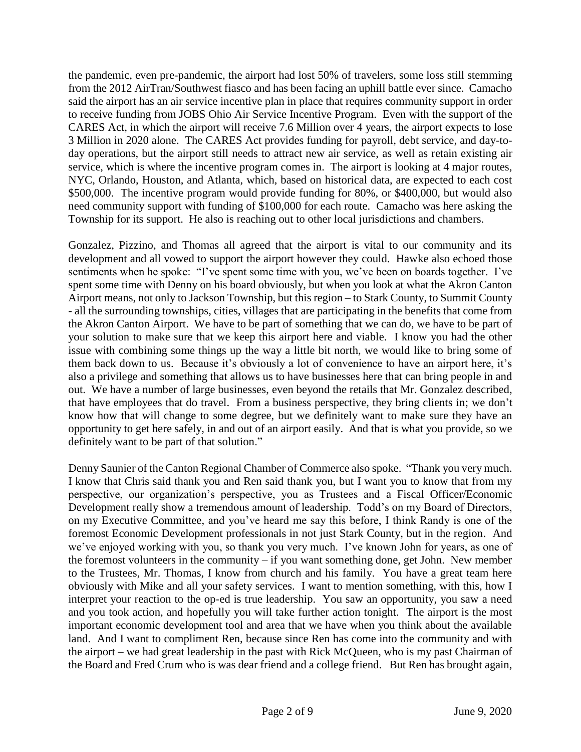the pandemic, even pre-pandemic, the airport had lost 50% of travelers, some loss still stemming from the 2012 AirTran/Southwest fiasco and has been facing an uphill battle ever since. Camacho said the airport has an air service incentive plan in place that requires community support in order to receive funding from JOBS Ohio Air Service Incentive Program. Even with the support of the CARES Act, in which the airport will receive 7.6 Million over 4 years, the airport expects to lose 3 Million in 2020 alone. The CARES Act provides funding for payroll, debt service, and day-to-day operations, but the airport still needs to attract new air service, as well as retain existing air service, which is where the incentive program comes in. The airport is looking at 4 major routes, NYC, Orlando, Houston, and Atlanta, which, based on historical data, are expected to each cost $500,000. The incentive program would provide funding for 80%, or $400,000, but would also need community support with funding of $100,000 for each route. Camacho was here asking the Township for its support. He also is reaching out to other local jurisdictions and chambers.

Gonzalez, Pizzino, and Thomas all agreed that the airport is vital to our community and its development and all vowed to support the airport however they could. Hawke also echoed those sentiments when he spoke: "I've spent some time with you, we've been on boards together. I've spent some time with Denny on his board obviously, but when you look at what the Akron Canton Airport means, not only to Jackson Township, but this region – to Stark County, to Summit County - all the surrounding townships, cities, villages that are participating in the benefits that come from the Akron Canton Airport. We have to be part of something that we can do, we have to be part of your solution to make sure that we keep this airport here and viable. I know you had the other issue with combining some things up the way a little bit north, we would like to bring some of them back down to us. Because it's obviously a lot of convenience to have an airport here, it's also a privilege and something that allows us to have businesses here that can bring people in and out. We have a number of large businesses, even beyond the retails that Mr. Gonzalez described, that have employees that do travel. From a business perspective, they bring clients in; we don't know how that will change to some degree, but we definitely want to make sure they have an opportunity to get here safely, in and out of an airport easily. And that is what you provide, so we definitely want to be part of that solution."

Denny Saunier of the Canton Regional Chamber of Commerce also spoke. "Thank you very much. I know that Chris said thank you and Ren said thank you, but I want you to know that from my perspective, our organization's perspective, you as Trustees and a Fiscal Officer/Economic Development really show a tremendous amount of leadership. Todd's on my Board of Directors, on my Executive Committee, and you've heard me say this before, I think Randy is one of the foremost Economic Development professionals in not just Stark County, but in the region. And we've enjoyed working with you, so thank you very much. I've known John for years, as one of the foremost volunteers in the community – if you want something done, get John. New member to the Trustees, Mr. Thomas, I know from church and his family. You have a great team here obviously with Mike and all your safety services. I want to mention something, with this, how I interpret your reaction to the op-ed is true leadership. You saw an opportunity, you saw a need and you took action, and hopefully you will take further action tonight. The airport is the most important economic development tool and area that we have when you think about the available land. And I want to compliment Ren, because since Ren has come into the community and with the airport – we had great leadership in the past with Rick McQueen, who is my past Chairman of the Board and Fred Crum who is was dear friend and a college friend. But Ren has brought again,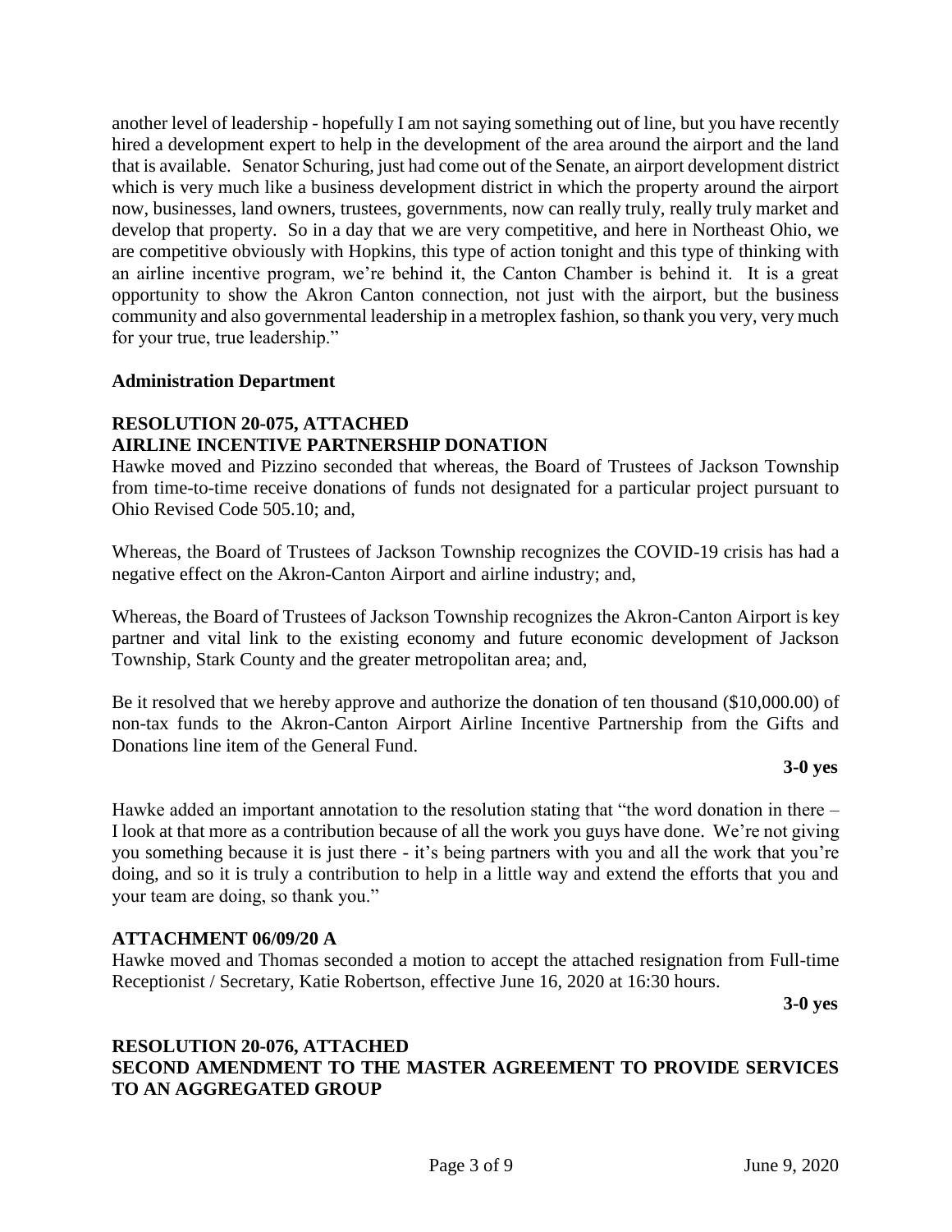another level of leadership - hopefully I am not saying something out of line, but you have recently hired a development expert to help in the development of the area around the airport and the land that is available. Senator Schuring, just had come out of the Senate, an airport development district which is very much like a business development district in which the property around the airport now, businesses, land owners, trustees, governments, now can really truly, really truly market and develop that property. So in a day that we are very competitive, and here in Northeast Ohio, we are competitive obviously with Hopkins, this type of action tonight and this type of thinking with an airline incentive program, we're behind it, the Canton Chamber is behind it. It is a great opportunity to show the Akron Canton connection, not just with the airport, but the business community and also governmental leadership in a metroplex fashion, so thank you very, very much for your true, true leadership."

**Administration Department**

**RESOLUTION 20-075, ATTACHED**
**AIRLINE INCENTIVE PARTNERSHIP DONATION**

Hawke moved and Pizzino seconded that whereas, the Board of Trustees of Jackson Township from time-to-time receive donations of funds not designated for a particular project pursuant to Ohio Revised Code 505.10; and,

Whereas, the Board of Trustees of Jackson Township recognizes the COVID-19 crisis has had a negative effect on the Akron-Canton Airport and airline industry; and,

Whereas, the Board of Trustees of Jackson Township recognizes the Akron-Canton Airport is key partner and vital link to the existing economy and future economic development of Jackson Township, Stark County and the greater metropolitan area; and,

Be it resolved that we hereby approve and authorize the donation of ten thousand ($10,000.00) of non-tax funds to the Akron-Canton Airport Airline Incentive Partnership from the Gifts and Donations line item of the General Fund.

**3-0 yes**

Hawke added an important annotation to the resolution stating that "the word donation in there – I look at that more as a contribution because of all the work you guys have done. We're not giving you something because it is just there - it's being partners with you and all the work that you're doing, and so it is truly a contribution to help in a little way and extend the efforts that you and your team are doing, so thank you."

**ATTACHMENT 06/09/20 A**

Hawke moved and Thomas seconded a motion to accept the attached resignation from Full-time Receptionist / Secretary, Katie Robertson, effective June 16, 2020 at 16:30 hours.

**3-0 yes**

**RESOLUTION 20-076, ATTACHED**
**SECOND AMENDMENT TO THE MASTER AGREEMENT TO PROVIDE SERVICES TO AN AGGREGATED GROUP**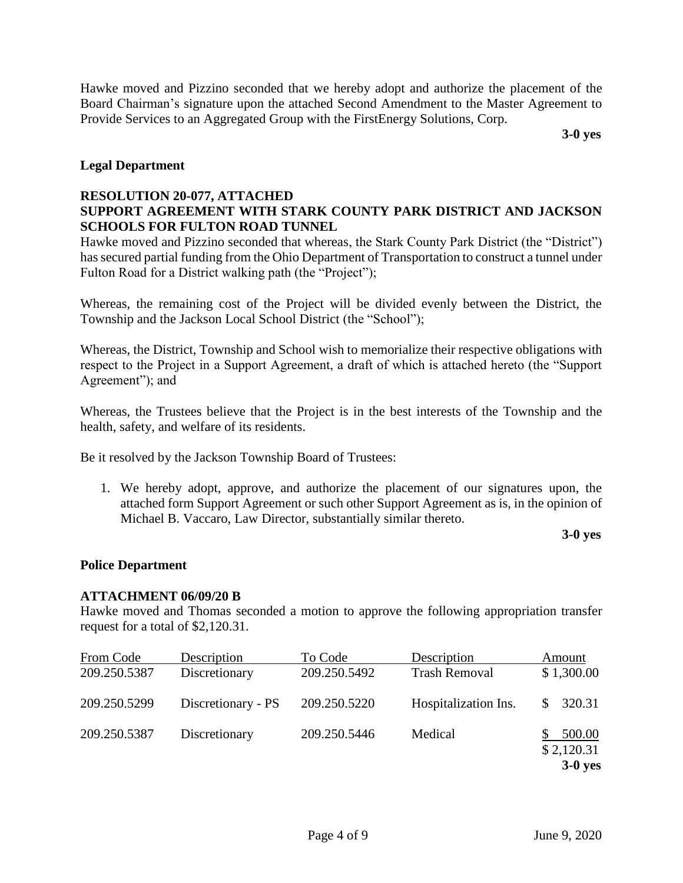Hawke moved and Pizzino seconded that we hereby adopt and authorize the placement of the Board Chairman's signature upon the attached Second Amendment to the Master Agreement to Provide Services to an Aggregated Group with the FirstEnergy Solutions, Corp.

**3-0 yes**

**Legal Department**

**RESOLUTION 20-077, ATTACHED**
**SUPPORT AGREEMENT WITH STARK COUNTY PARK DISTRICT AND JACKSON SCHOOLS FOR FULTON ROAD TUNNEL**

Hawke moved and Pizzino seconded that whereas, the Stark County Park District (the "District") has secured partial funding from the Ohio Department of Transportation to construct a tunnel under Fulton Road for a District walking path (the "Project");

Whereas, the remaining cost of the Project will be divided evenly between the District, the Township and the Jackson Local School District (the "School");

Whereas, the District, Township and School wish to memorialize their respective obligations with respect to the Project in a Support Agreement, a draft of which is attached hereto (the "Support Agreement"); and

Whereas, the Trustees believe that the Project is in the best interests of the Township and the health, safety, and welfare of its residents.

Be it resolved by the Jackson Township Board of Trustees:

1. We hereby adopt, approve, and authorize the placement of our signatures upon, the attached form Support Agreement or such other Support Agreement as is, in the opinion of Michael B. Vaccaro, Law Director, substantially similar thereto.

**3-0 yes**

**Police Department**

**ATTACHMENT 06/09/20 B**

Hawke moved and Thomas seconded a motion to approve the following appropriation transfer request for a total of $2,120.31.

| From Code | Description | To Code | Description | Amount |
|---|---|---|---|---|
| 209.250.5387 | Discretionary | 209.250.5492 | Trash Removal | $ 1,300.00 |
| 209.250.5299 | Discretionary - PS | 209.250.5220 | Hospitalization Ins. | $ 320.31 |
| 209.250.5387 | Discretionary | 209.250.5446 | Medical | $ 500.00 |
| | | | | $ 2,120.31 |

**3-0 yes**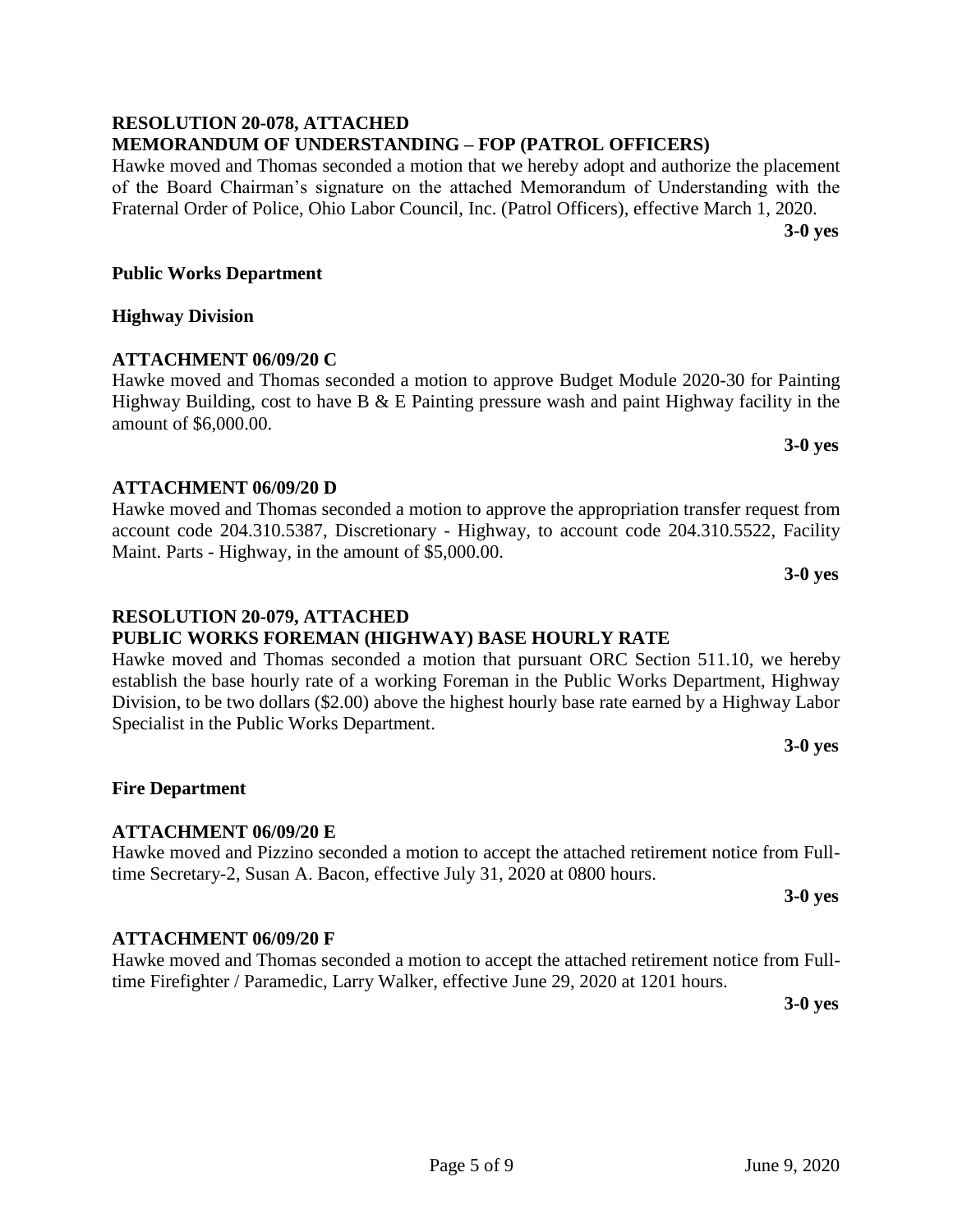**RESOLUTION 20-078, ATTACHED**
**MEMORANDUM OF UNDERSTANDING – FOP (PATROL OFFICERS)**

Hawke moved and Thomas seconded a motion that we hereby adopt and authorize the placement of the Board Chairman's signature on the attached Memorandum of Understanding with the Fraternal Order of Police, Ohio Labor Council, Inc. (Patrol Officers), effective March 1, 2020.

**3-0 yes**

**Public Works Department**

**Highway Division**

**ATTACHMENT 06/09/20 C**

Hawke moved and Thomas seconded a motion to approve Budget Module 2020-30 for Painting Highway Building, cost to have B & E Painting pressure wash and paint Highway facility in the amount of $6,000.00.

**3-0 yes**

**ATTACHMENT 06/09/20 D**

Hawke moved and Thomas seconded a motion to approve the appropriation transfer request from account code 204.310.5387, Discretionary - Highway, to account code 204.310.5522, Facility Maint. Parts - Highway, in the amount of $5,000.00.

**3-0 yes**

**RESOLUTION 20-079, ATTACHED**
**PUBLIC WORKS FOREMAN (HIGHWAY) BASE HOURLY RATE**

Hawke moved and Thomas seconded a motion that pursuant ORC Section 511.10, we hereby establish the base hourly rate of a working Foreman in the Public Works Department, Highway Division, to be two dollars ($2.00) above the highest hourly base rate earned by a Highway Labor Specialist in the Public Works Department.

**3-0 yes**

**Fire Department**

**ATTACHMENT 06/09/20 E**

Hawke moved and Pizzino seconded a motion to accept the attached retirement notice from Full-time Secretary-2, Susan A. Bacon, effective July 31, 2020 at 0800 hours.

**3-0 yes**

**ATTACHMENT 06/09/20 F**

Hawke moved and Thomas seconded a motion to accept the attached retirement notice from Full-time Firefighter / Paramedic, Larry Walker, effective June 29, 2020 at 1201 hours.

**3-0 yes**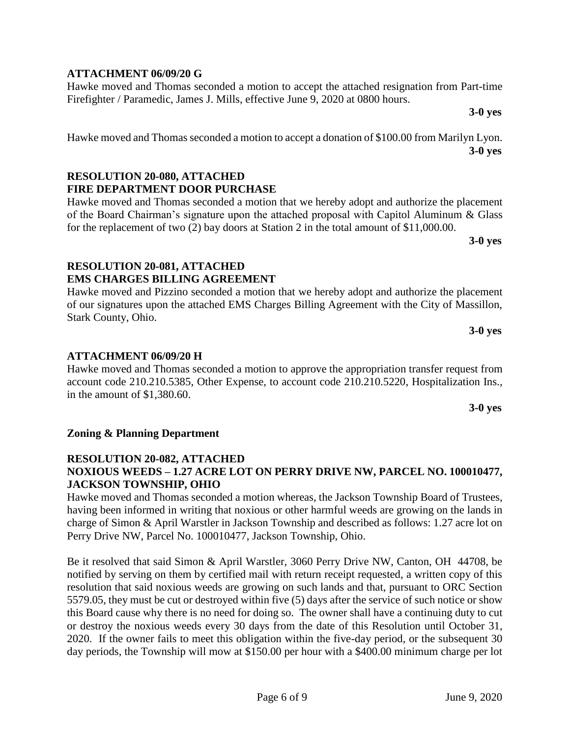**ATTACHMENT 06/09/20 G**

Hawke moved and Thomas seconded a motion to accept the attached resignation from Part-time Firefighter / Paramedic, James J. Mills, effective June 9, 2020 at 0800 hours.

**3-0 yes**

Hawke moved and Thomas seconded a motion to accept a donation of $100.00 from Marilyn Lyon.

**3-0 yes**

**RESOLUTION 20-080, ATTACHED**
**FIRE DEPARTMENT DOOR PURCHASE**

Hawke moved and Thomas seconded a motion that we hereby adopt and authorize the placement of the Board Chairman's signature upon the attached proposal with Capitol Aluminum & Glass for the replacement of two (2) bay doors at Station 2 in the total amount of $11,000.00.

**3-0 yes**

**RESOLUTION 20-081, ATTACHED**
**EMS CHARGES BILLING AGREEMENT**

Hawke moved and Pizzino seconded a motion that we hereby adopt and authorize the placement of our signatures upon the attached EMS Charges Billing Agreement with the City of Massillon, Stark County, Ohio.

**3-0 yes**

**ATTACHMENT 06/09/20 H**

Hawke moved and Thomas seconded a motion to approve the appropriation transfer request from account code 210.210.5385, Other Expense, to account code 210.210.5220, Hospitalization Ins., in the amount of $1,380.60.

**3-0 yes**

**Zoning & Planning Department**

**RESOLUTION 20-082, ATTACHED**
**NOXIOUS WEEDS – 1.27 ACRE LOT ON PERRY DRIVE NW, PARCEL NO. 100010477, JACKSON TOWNSHIP, OHIO**

Hawke moved and Thomas seconded a motion whereas, the Jackson Township Board of Trustees, having been informed in writing that noxious or other harmful weeds are growing on the lands in charge of Simon & April Warstler in Jackson Township and described as follows: 1.27 acre lot on Perry Drive NW, Parcel No. 100010477, Jackson Township, Ohio.

Be it resolved that said Simon & April Warstler, 3060 Perry Drive NW, Canton, OH 44708, be notified by serving on them by certified mail with return receipt requested, a written copy of this resolution that said noxious weeds are growing on such lands and that, pursuant to ORC Section 5579.05, they must be cut or destroyed within five (5) days after the service of such notice or show this Board cause why there is no need for doing so. The owner shall have a continuing duty to cut or destroy the noxious weeds every 30 days from the date of this Resolution until October 31, 2020. If the owner fails to meet this obligation within the five-day period, or the subsequent 30 day periods, the Township will mow at $150.00 per hour with a $400.00 minimum charge per lot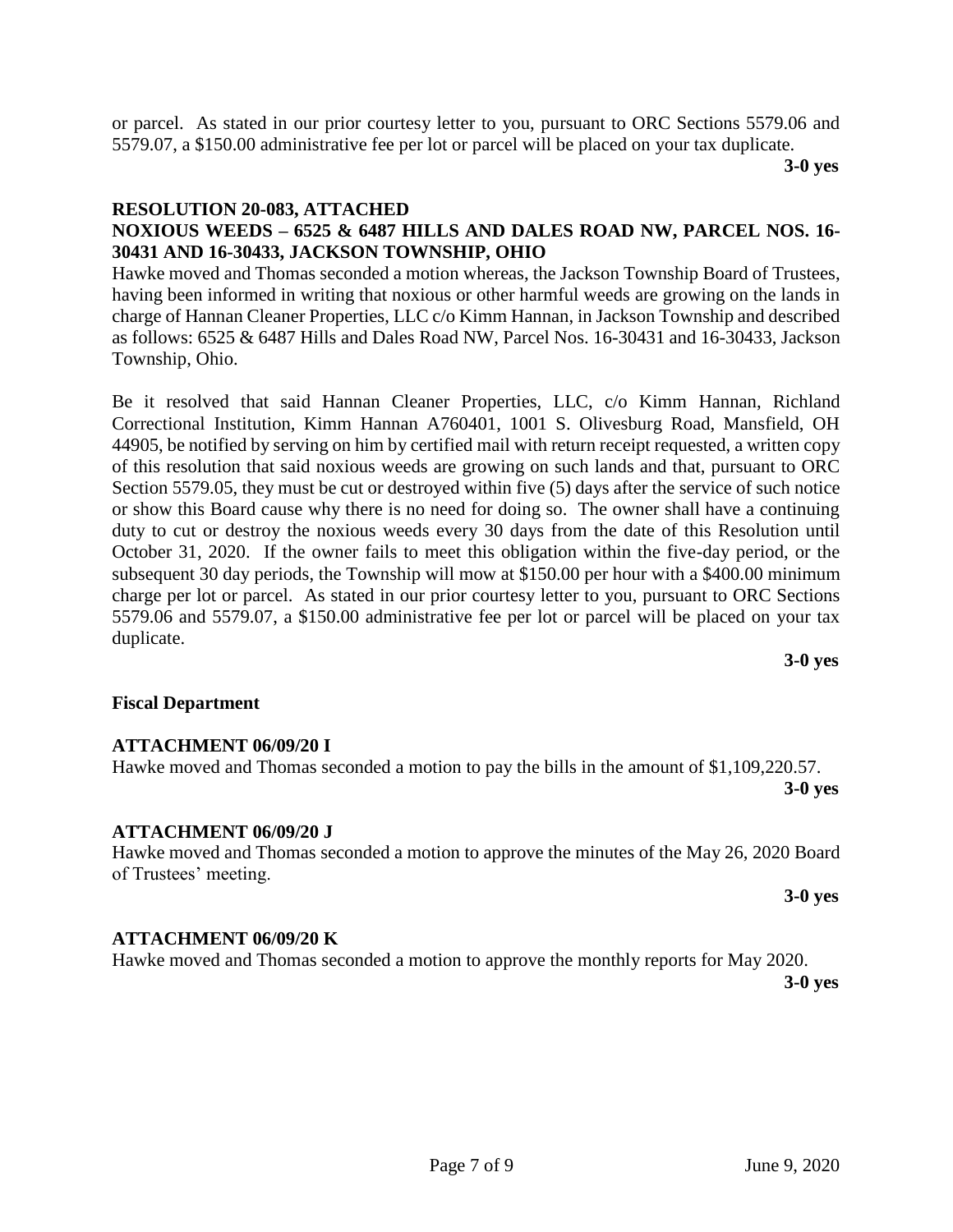or parcel. As stated in our prior courtesy letter to you, pursuant to ORC Sections 5579.06 and 5579.07, a $150.00 administrative fee per lot or parcel will be placed on your tax duplicate.

**3-0 yes**

**RESOLUTION 20-083, ATTACHED**

**NOXIOUS WEEDS – 6525 & 6487 HILLS AND DALES ROAD NW, PARCEL NOS. 16-30431 AND 16-30433, JACKSON TOWNSHIP, OHIO**

Hawke moved and Thomas seconded a motion whereas, the Jackson Township Board of Trustees, having been informed in writing that noxious or other harmful weeds are growing on the lands in charge of Hannan Cleaner Properties, LLC c/o Kimm Hannan, in Jackson Township and described as follows: 6525 & 6487 Hills and Dales Road NW, Parcel Nos. 16-30431 and 16-30433, Jackson Township, Ohio.

Be it resolved that said Hannan Cleaner Properties, LLC, c/o Kimm Hannan, Richland Correctional Institution, Kimm Hannan A760401, 1001 S. Olivesburg Road, Mansfield, OH 44905, be notified by serving on him by certified mail with return receipt requested, a written copy of this resolution that said noxious weeds are growing on such lands and that, pursuant to ORC Section 5579.05, they must be cut or destroyed within five (5) days after the service of such notice or show this Board cause why there is no need for doing so. The owner shall have a continuing duty to cut or destroy the noxious weeds every 30 days from the date of this Resolution until October 31, 2020. If the owner fails to meet this obligation within the five-day period, or the subsequent 30 day periods, the Township will mow at $150.00 per hour with a $400.00 minimum charge per lot or parcel. As stated in our prior courtesy letter to you, pursuant to ORC Sections 5579.06 and 5579.07, a $150.00 administrative fee per lot or parcel will be placed on your tax duplicate.

**3-0 yes**

**Fiscal Department**

**ATTACHMENT 06/09/20 I**

Hawke moved and Thomas seconded a motion to pay the bills in the amount of $1,109,220.57.

**3-0 yes**

**ATTACHMENT 06/09/20 J**

Hawke moved and Thomas seconded a motion to approve the minutes of the May 26, 2020 Board of Trustees' meeting.

**3-0 yes**

**ATTACHMENT 06/09/20 K**

Hawke moved and Thomas seconded a motion to approve the monthly reports for May 2020.

**3-0 yes**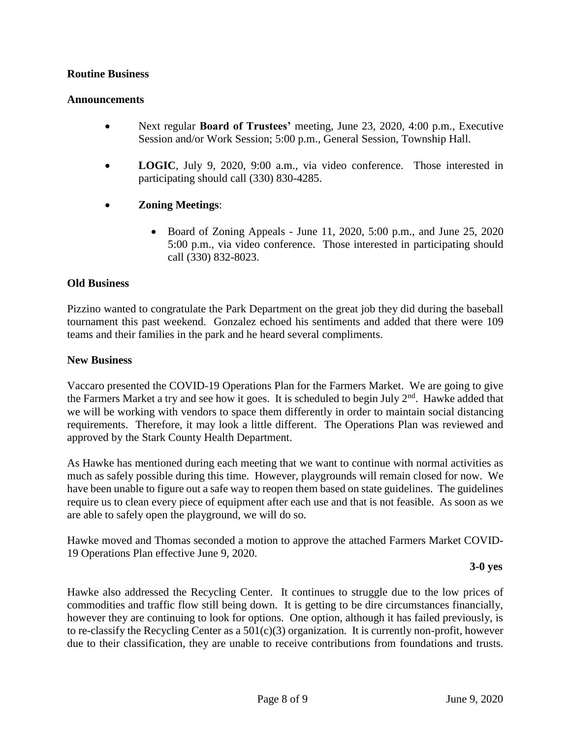**Routine Business**

**Announcements**

- Next regular **Board of Trustees'** meeting, June 23, 2020, 4:00 p.m., Executive Session and/or Work Session; 5:00 p.m., General Session, Township Hall.

- **LOGIC**, July 9, 2020, 9:00 a.m., via video conference. Those interested in participating should call (330) 830-4285.

- **Zoning Meetings**:

  - Board of Zoning Appeals - June 11, 2020, 5:00 p.m., and June 25, 2020 5:00 p.m., via video conference. Those interested in participating should call (330) 832-8023.

**Old Business**

Pizzino wanted to congratulate the Park Department on the great job they did during the baseball tournament this past weekend. Gonzalez echoed his sentiments and added that there were 109 teams and their families in the park and he heard several compliments.

**New Business**

Vaccaro presented the COVID-19 Operations Plan for the Farmers Market. We are going to give the Farmers Market a try and see how it goes. It is scheduled to begin July 2nd. Hawke added that we will be working with vendors to space them differently in order to maintain social distancing requirements. Therefore, it may look a little different. The Operations Plan was reviewed and approved by the Stark County Health Department.

As Hawke has mentioned during each meeting that we want to continue with normal activities as much as safely possible during this time. However, playgrounds will remain closed for now. We have been unable to figure out a safe way to reopen them based on state guidelines. The guidelines require us to clean every piece of equipment after each use and that is not feasible. As soon as we are able to safely open the playground, we will do so.

Hawke moved and Thomas seconded a motion to approve the attached Farmers Market COVID-19 Operations Plan effective June 9, 2020.

**3-0 yes**

Hawke also addressed the Recycling Center. It continues to struggle due to the low prices of commodities and traffic flow still being down. It is getting to be dire circumstances financially, however they are continuing to look for options. One option, although it has failed previously, is to re-classify the Recycling Center as a 501(c)(3) organization. It is currently non-profit, however due to their classification, they are unable to receive contributions from foundations and trusts.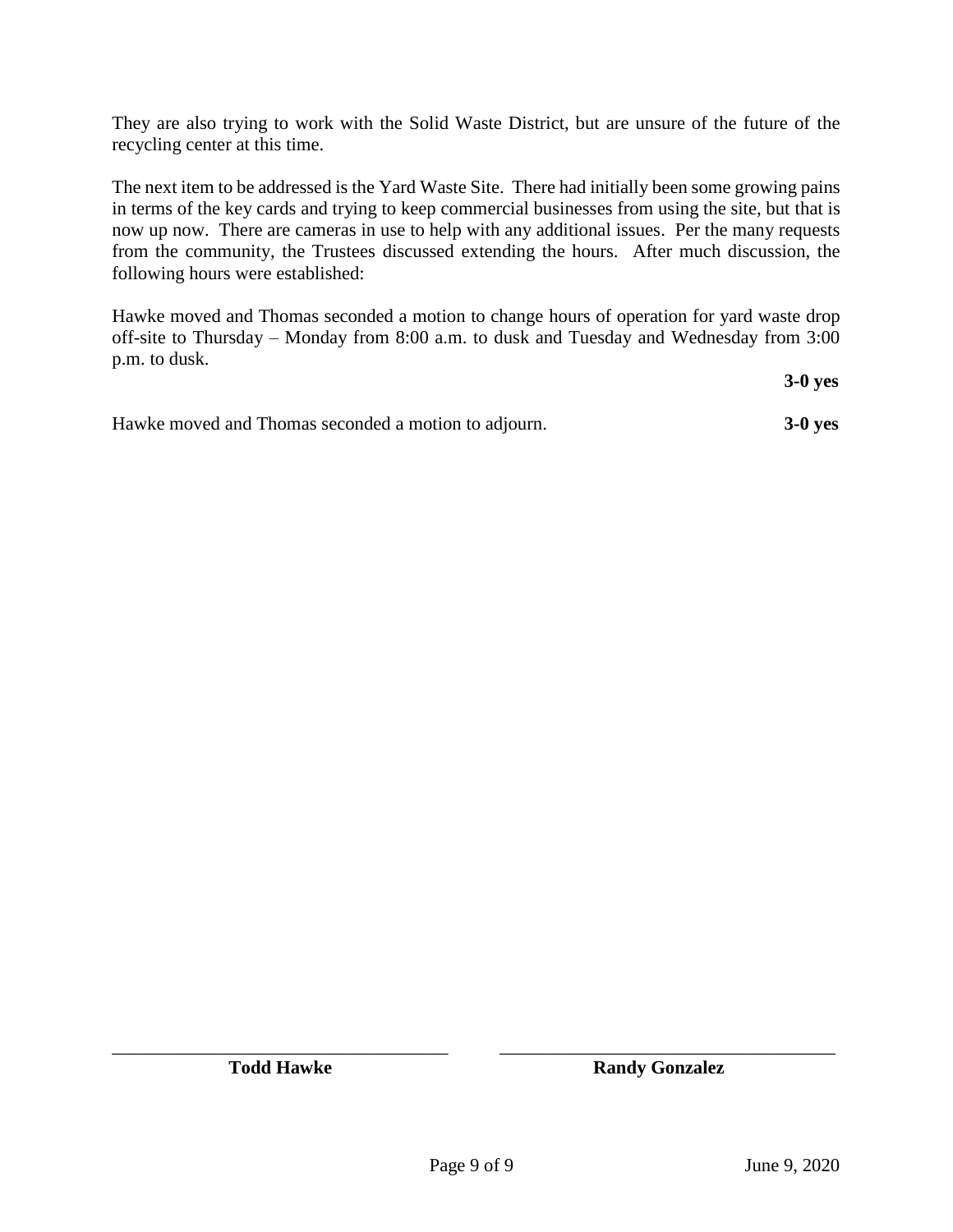They are also trying to work with the Solid Waste District, but are unsure of the future of the recycling center at this time.

The next item to be addressed is the Yard Waste Site. There had initially been some growing pains in terms of the key cards and trying to keep commercial businesses from using the site, but that is now up now. There are cameras in use to help with any additional issues. Per the many requests from the community, the Trustees discussed extending the hours. After much discussion, the following hours were established:

Hawke moved and Thomas seconded a motion to change hours of operation for yard waste drop off-site to Thursday – Monday from 8:00 a.m. to dusk and Tuesday and Wednesday from 3:00 p.m. to dusk.

**3-0 yes**

Hawke moved and Thomas seconded a motion to adjourn. **3-0 yes**

\_\_\_\_\_\_\_\_\_\_\_\_\_\_\_\_\_\_\_\_\_\_\_\_\_\_\_\_\_\_\_\_\_\_\_\_\_\_
**Todd Hawke**

\_\_\_\_\_\_\_\_\_\_\_\_\_\_\_\_\_\_\_\_\_\_\_\_\_\_\_\_\_\_\_\_\_\_\_\_\_\_
**Randy Gonzalez**

June 9, 2020